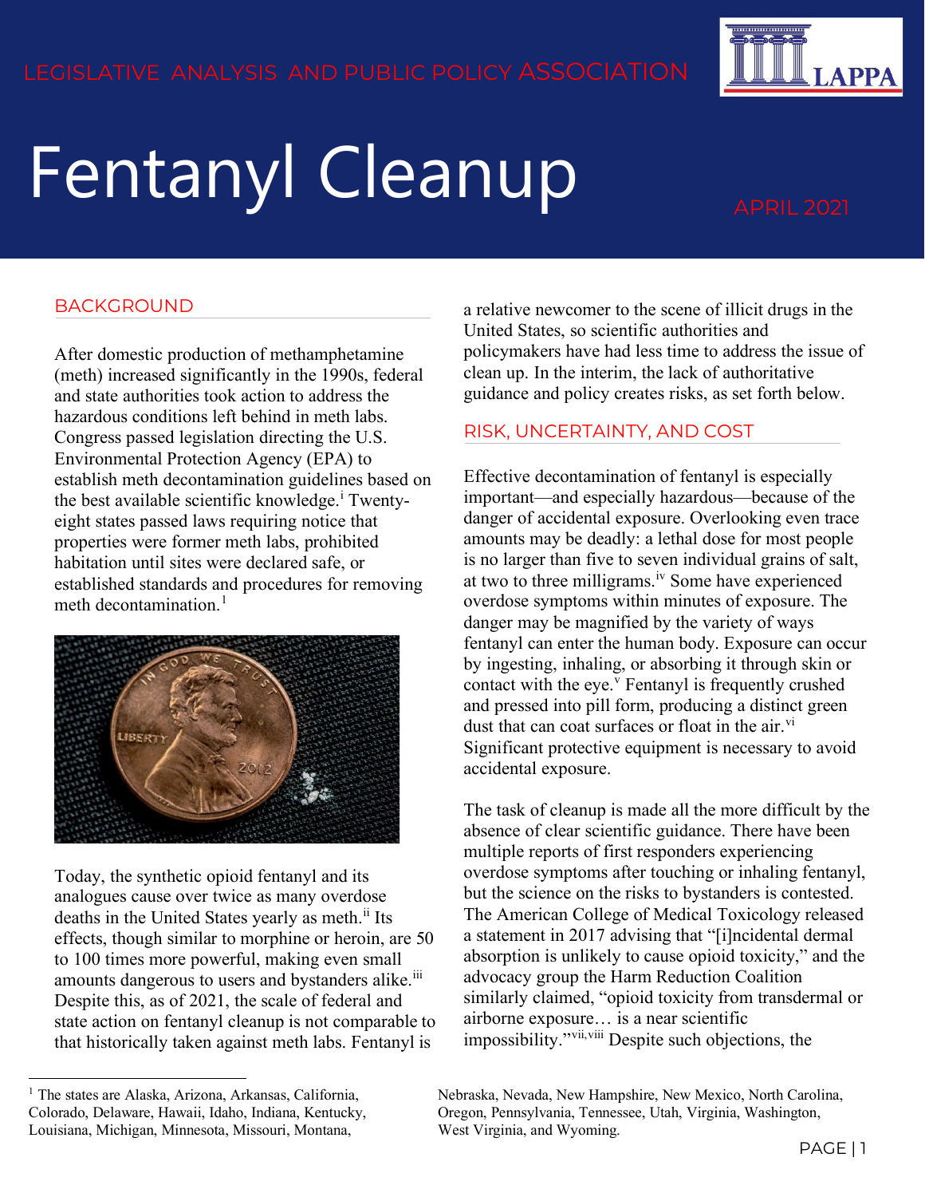LEGISLATIVE ANALYSIS AND PUBLIC POLICY ASSOCIATION

# Fentanyl Cleanup

APRIL 2021

## BACKGROUND

After domestic production of methamphetamine (meth) increased significantly in the 1990s, federal and state authorities took action to address the hazardous conditions left behind in meth labs. Congress passed legislation directing the U.S. Environmental Protection Agency (EPA) to establish meth decontamination guidelines based on the best available scientific knowledge.[i] Twenty-eight states passed laws requiring notice that properties were former meth labs, prohibited habitation until sites were declared safe, or established standards and procedures for removing meth decontamination.[1]

Today, the synthetic opioid fentanyl and its analogues cause over twice as many overdose deaths in the United States yearly as meth.[ii] Its effects, though similar to morphine or heroin, are 50 to 100 times more powerful, making even small amounts dangerous to users and bystanders alike.[iii] Despite this, as of 2021, the scale of federal and state action on fentanyl cleanup is not comparable to that historically taken against meth labs. Fentanyl is a relative newcomer to the scene of illicit drugs in the United States, so scientific authorities and policymakers have had less time to address the issue of clean up. In the interim, the lack of authoritative guidance and policy creates risks, as set forth below.

## RISK, UNCERTAINTY, AND COST

Effective decontamination of fentanyl is especially important—and especially hazardous—because of the danger of accidental exposure. Overlooking even trace amounts may be deadly: a lethal dose for most people is no larger than five to seven individual grains of salt, at two to three milligrams.[iv] Some have experienced overdose symptoms within minutes of exposure. The danger may be magnified by the variety of ways fentanyl can enter the human body. Exposure can occur by ingesting, inhaling, or absorbing it through skin or contact with the eye.[v] Fentanyl is frequently crushed and pressed into pill form, producing a distinct green dust that can coat surfaces or float in the air.[vi] Significant protective equipment is necessary to avoid accidental exposure.

The task of cleanup is made all the more difficult by the absence of clear scientific guidance. There have been multiple reports of first responders experiencing overdose symptoms after touching or inhaling fentanyl, but the science on the risks to bystanders is contested. The American College of Medical Toxicology released a statement in 2017 advising that "[i]ncidental dermal absorption is unlikely to cause opioid toxicity," and the advocacy group the Harm Reduction Coalition similarly claimed, "opioid toxicity from transdermal or airborne exposure… is a near scientific impossibility."[vii,viii] Despite such objections, the

---

[1] The states are Alaska, Arizona, Arkansas, California, Colorado, Delaware, Hawaii, Idaho, Indiana, Kentucky, Louisiana, Michigan, Minnesota, Missouri, Montana, Nebraska, Nevada, New Hampshire, New Mexico, North Carolina, Oregon, Pennsylvania, Tennessee, Utah, Virginia, Washington, West Virginia, and Wyoming.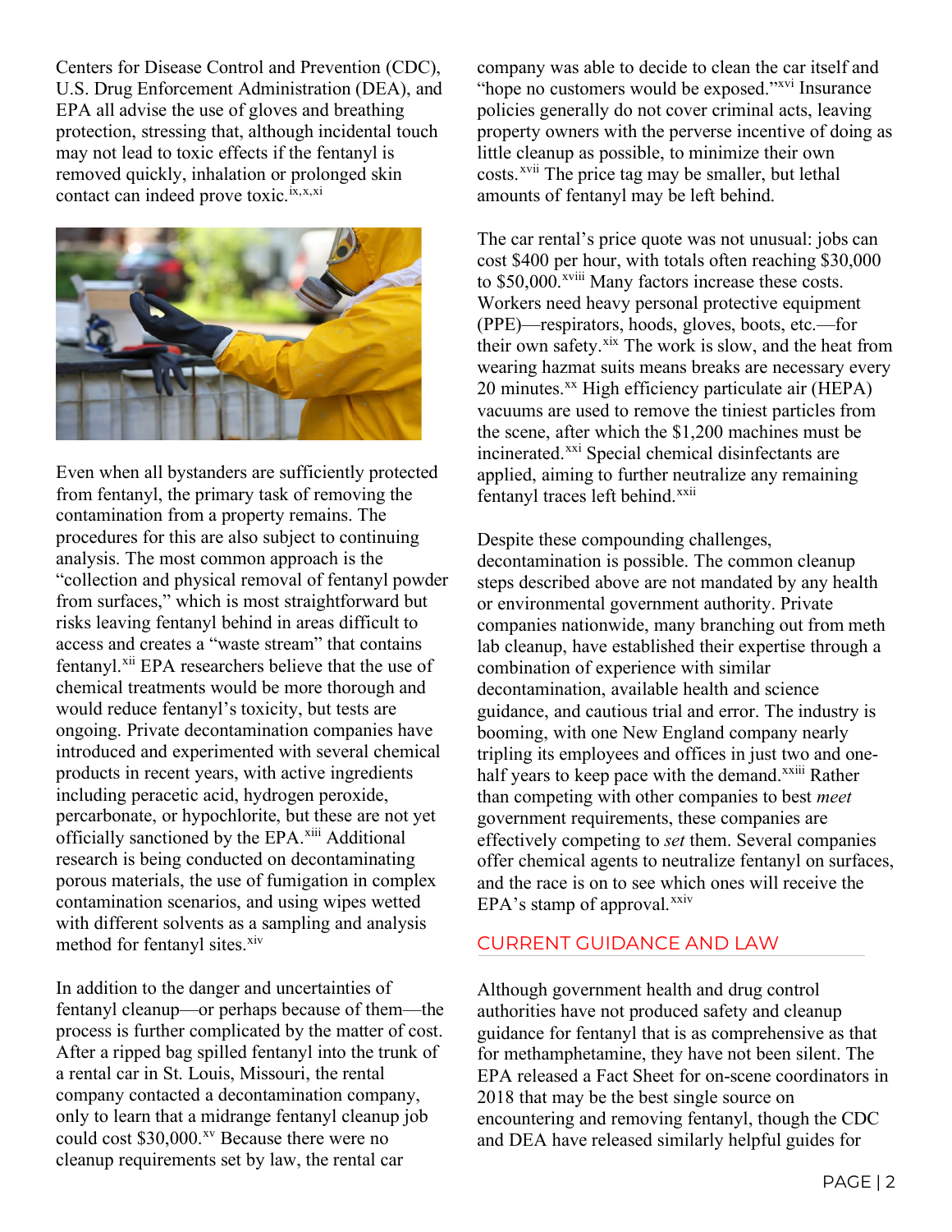Centers for Disease Control and Prevention (CDC), U.S. Drug Enforcement Administration (DEA), and EPA all advise the use of gloves and breathing protection, stressing that, although incidental touch may not lead to toxic effects if the fentanyl is removed quickly, inhalation or prolonged skin contact can indeed prove toxic.[ix,x,xi]

Even when all bystanders are sufficiently protected from fentanyl, the primary task of removing the contamination from a property remains. The procedures for this are also subject to continuing analysis. The most common approach is the "collection and physical removal of fentanyl powder from surfaces," which is most straightforward but risks leaving fentanyl behind in areas difficult to access and creates a "waste stream" that contains fentanyl.[xii] EPA researchers believe that the use of chemical treatments would be more thorough and would reduce fentanyl's toxicity, but tests are ongoing. Private decontamination companies have introduced and experimented with several chemical products in recent years, with active ingredients including peracetic acid, hydrogen peroxide, percarbonate, or hypochlorite, but these are not yet officially sanctioned by the EPA.[xiii] Additional research is being conducted on decontaminating porous materials, the use of fumigation in complex contamination scenarios, and using wipes wetted with different solvents as a sampling and analysis method for fentanyl sites.[xiv]

In addition to the danger and uncertainties of fentanyl cleanup—or perhaps because of them—the process is further complicated by the matter of cost. After a ripped bag spilled fentanyl into the trunk of a rental car in St. Louis, Missouri, the rental company contacted a decontamination company, only to learn that a midrange fentanyl cleanup job could cost $30,000.[xv] Because there were no cleanup requirements set by law, the rental car company was able to decide to clean the car itself and "hope no customers would be exposed."[xvi] Insurance policies generally do not cover criminal acts, leaving property owners with the perverse incentive of doing as little cleanup as possible, to minimize their own costs.[xvii] The price tag may be smaller, but lethal amounts of fentanyl may be left behind.

The car rental's price quote was not unusual: jobs can cost $400 per hour, with totals often reaching $30,000 to $50,000.[xviii] Many factors increase these costs. Workers need heavy personal protective equipment (PPE)—respirators, hoods, gloves, boots, etc.—for their own safety.[xix] The work is slow, and the heat from wearing hazmat suits means breaks are necessary every 20 minutes.[xx] High efficiency particulate air (HEPA) vacuums are used to remove the tiniest particles from the scene, after which the $1,200 machines must be incinerated.[xxi] Special chemical disinfectants are applied, aiming to further neutralize any remaining fentanyl traces left behind.[xxii]

Despite these compounding challenges, decontamination is possible. The common cleanup steps described above are not mandated by any health or environmental government authority. Private companies nationwide, many branching out from meth lab cleanup, have established their expertise through a combination of experience with similar decontamination, available health and science guidance, and cautious trial and error. The industry is booming, with one New England company nearly tripling its employees and offices in just two and one-half years to keep pace with the demand.[xxiii] Rather than competing with other companies to best *meet* government requirements, these companies are effectively competing to *set* them. Several companies offer chemical agents to neutralize fentanyl on surfaces, and the race is on to see which ones will receive the EPA's stamp of approval.[xxiv]

## CURRENT GUIDANCE AND LAW

Although government health and drug control authorities have not produced safety and cleanup guidance for fentanyl that is as comprehensive as that for methamphetamine, they have not been silent. The EPA released a Fact Sheet for on-scene coordinators in 2018 that may be the best single source on encountering and removing fentanyl, though the CDC and DEA have released similarly helpful guides for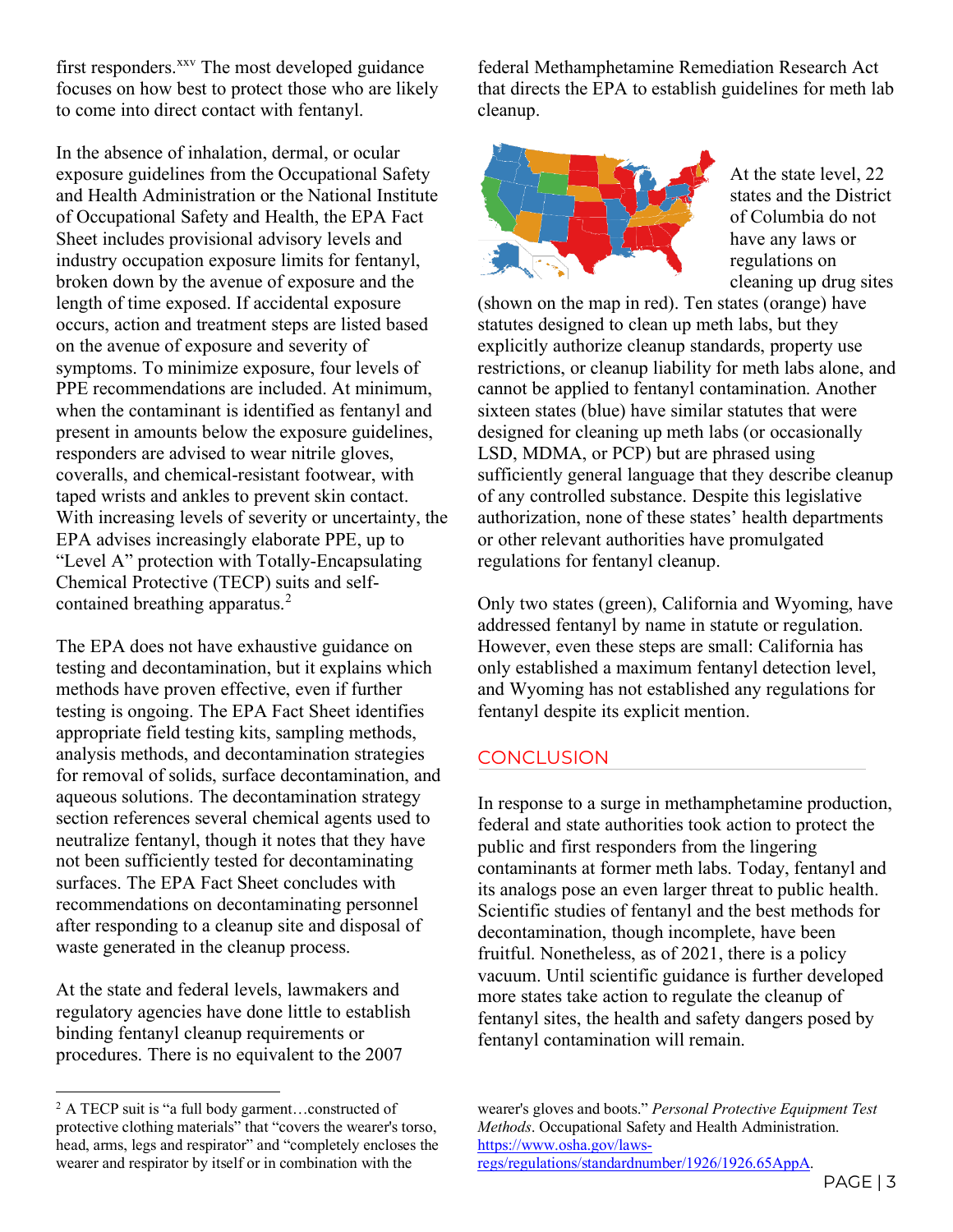first responders.[xxv] The most developed guidance focuses on how best to protect those who are likely to come into direct contact with fentanyl.

In the absence of inhalation, dermal, or ocular exposure guidelines from the Occupational Safety and Health Administration or the National Institute of Occupational Safety and Health, the EPA Fact Sheet includes provisional advisory levels and industry occupation exposure limits for fentanyl, broken down by the avenue of exposure and the length of time exposed. If accidental exposure occurs, action and treatment steps are listed based on the avenue of exposure and severity of symptoms. To minimize exposure, four levels of PPE recommendations are included. At minimum, when the contaminant is identified as fentanyl and present in amounts below the exposure guidelines, responders are advised to wear nitrile gloves, coveralls, and chemical-resistant footwear, with taped wrists and ankles to prevent skin contact. With increasing levels of severity or uncertainty, the EPA advises increasingly elaborate PPE, up to "Level A" protection with Totally-Encapsulating Chemical Protective (TECP) suits and self-contained breathing apparatus.[2]

The EPA does not have exhaustive guidance on testing and decontamination, but it explains which methods have proven effective, even if further testing is ongoing. The EPA Fact Sheet identifies appropriate field testing kits, sampling methods, analysis methods, and decontamination strategies for removal of solids, surface decontamination, and aqueous solutions. The decontamination strategy section references several chemical agents used to neutralize fentanyl, though it notes that they have not been sufficiently tested for decontaminating surfaces. The EPA Fact Sheet concludes with recommendations on decontaminating personnel after responding to a cleanup site and disposal of waste generated in the cleanup process.

At the state and federal levels, lawmakers and regulatory agencies have done little to establish binding fentanyl cleanup requirements or procedures. There is no equivalent to the 2007 federal Methamphetamine Remediation Research Act that directs the EPA to establish guidelines for meth lab cleanup.

At the state level, 22 states and the District of Columbia do not have any laws or regulations on cleaning up drug sites (shown on the map in red). Ten states (orange) have statutes designed to clean up meth labs, but they explicitly authorize cleanup standards, property use restrictions, or cleanup liability for meth labs alone, and cannot be applied to fentanyl contamination. Another sixteen states (blue) have similar statutes that were designed for cleaning up meth labs (or occasionally LSD, MDMA, or PCP) but are phrased using sufficiently general language that they describe cleanup of any controlled substance. Despite this legislative authorization, none of these states' health departments or other relevant authorities have promulgated regulations for fentanyl cleanup.

Only two states (green), California and Wyoming, have addressed fentanyl by name in statute or regulation. However, even these steps are small: California has only established a maximum fentanyl detection level, and Wyoming has not established any regulations for fentanyl despite its explicit mention.

## CONCLUSION

In response to a surge in methamphetamine production, federal and state authorities took action to protect the public and first responders from the lingering contaminants at former meth labs. Today, fentanyl and its analogs pose an even larger threat to public health. Scientific studies of fentanyl and the best methods for decontamination, though incomplete, have been fruitful. Nonetheless, as of 2021, there is a policy vacuum. Until scientific guidance is further developed more states take action to regulate the cleanup of fentanyl sites, the health and safety dangers posed by fentanyl contamination will remain.

---

[2] A TECP suit is "a full body garment…constructed of protective clothing materials" that "covers the wearer's torso, head, arms, legs and respirator" and "completely encloses the wearer and respirator by itself or in combination with the wearer's gloves and boots." *Personal Protective Equipment Test Methods*. Occupational Safety and Health Administration. https://www.osha.gov/laws-regs/regulations/standardnumber/1926/1926.65AppA.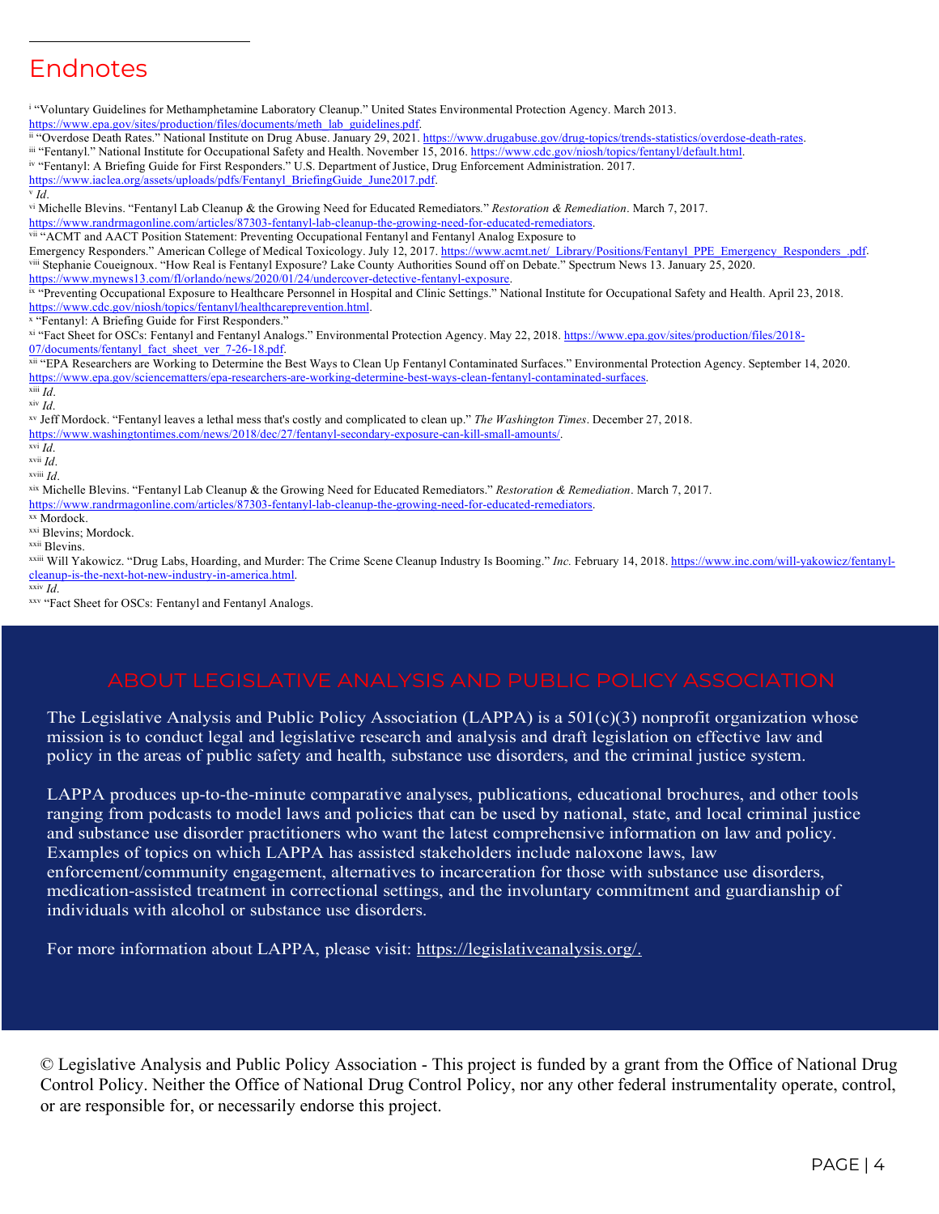# Endnotes

[i] "Voluntary Guidelines for Methamphetamine Laboratory Cleanup." United States Environmental Protection Agency. March 2013. https://www.epa.gov/sites/production/files/documents/meth_lab_guidelines.pdf.

[ii] "Overdose Death Rates." National Institute on Drug Abuse. January 29, 2021. https://www.drugabuse.gov/drug-topics/trends-statistics/overdose-death-rates.

[iii] "Fentanyl." National Institute for Occupational Safety and Health. November 15, 2016. https://www.cdc.gov/niosh/topics/fentanyl/default.html.

[iv] "Fentanyl: A Briefing Guide for First Responders." U.S. Department of Justice, Drug Enforcement Administration. 2017. https://www.iaclea.org/assets/uploads/pdfs/Fentanyl_BriefingGuide_June2017.pdf.

[v] *Id*.

[vi] Michelle Blevins. "Fentanyl Lab Cleanup & the Growing Need for Educated Remediators." *Restoration & Remediation*. March 7, 2017. https://www.randrmagonline.com/articles/87303-fentanyl-lab-cleanup-the-growing-need-for-educated-remediators.

[vii] "ACMT and AACT Position Statement: Preventing Occupational Fentanyl and Fentanyl Analog Exposure to Emergency Responders." American College of Medical Toxicology. July 12, 2017. https://www.acmt.net/_Library/Positions/Fentanyl_PPE_Emergency_Responders_.pdf.

[viii] Stephanie Coueignoux. "How Real is Fentanyl Exposure? Lake County Authorities Sound off on Debate." Spectrum News 13. January 25, 2020. https://www.mynews13.com/fl/orlando/news/2020/01/24/undercover-detective-fentanyl-exposure.

[ix] "Preventing Occupational Exposure to Healthcare Personnel in Hospital and Clinic Settings." National Institute for Occupational Safety and Health. April 23, 2018. https://www.cdc.gov/niosh/topics/fentanyl/healthcareprevention.html.

[x] "Fentanyl: A Briefing Guide for First Responders."

[xi] "Fact Sheet for OSCs: Fentanyl and Fentanyl Analogs." Environmental Protection Agency. May 22, 2018. https://www.epa.gov/sites/production/files/2018-07/documents/fentanyl_fact_sheet_ver_7-26-18.pdf.

[xii] "EPA Researchers are Working to Determine the Best Ways to Clean Up Fentanyl Contaminated Surfaces." Environmental Protection Agency. September 14, 2020. https://www.epa.gov/sciencematters/epa-researchers-are-working-determine-best-ways-clean-fentanyl-contaminated-surfaces.

[xiii] *Id*.

[xiv] *Id*.

[xv] Jeff Mordock. "Fentanyl leaves a lethal mess that's costly and complicated to clean up." *The Washington Times*. December 27, 2018. https://www.washingtontimes.com/news/2018/dec/27/fentanyl-secondary-exposure-can-kill-small-amounts/.

[xvi] *Id*.

[xvii] *Id*.

[xviii] *Id*.

[xix] Michelle Blevins. "Fentanyl Lab Cleanup & the Growing Need for Educated Remediators." *Restoration & Remediation*. March 7, 2017. https://www.randrmagonline.com/articles/87303-fentanyl-lab-cleanup-the-growing-need-for-educated-remediators.

[xx] Mordock.

[xxi] Blevins; Mordock.

[xxii] Blevins.

[xxiii] Will Yakowicz. "Drug Labs, Hoarding, and Murder: The Crime Scene Cleanup Industry Is Booming." *Inc.* February 14, 2018. https://www.inc.com/will-yakowicz/fentanyl-cleanup-is-the-next-hot-new-industry-in-america.html.

[xxiv] *Id*.

[xxv] "Fact Sheet for OSCs: Fentanyl and Fentanyl Analogs."

## ABOUT LEGISLATIVE ANALYSIS AND PUBLIC POLICY ASSOCIATION

The Legislative Analysis and Public Policy Association (LAPPA) is a 501(c)(3) nonprofit organization whose mission is to conduct legal and legislative research and analysis and draft legislation on effective law and policy in the areas of public safety and health, substance use disorders, and the criminal justice system.

LAPPA produces up-to-the-minute comparative analyses, publications, educational brochures, and other tools ranging from podcasts to model laws and policies that can be used by national, state, and local criminal justice and substance use disorder practitioners who want the latest comprehensive information on law and policy. Examples of topics on which LAPPA has assisted stakeholders include naloxone laws, law enforcement/community engagement, alternatives to incarceration for those with substance use disorders, medication-assisted treatment in correctional settings, and the involuntary commitment and guardianship of individuals with alcohol or substance use disorders.

For more information about LAPPA, please visit: https://legislativeanalysis.org/.

© Legislative Analysis and Public Policy Association - This project is funded by a grant from the Office of National Drug Control Policy. Neither the Office of National Drug Control Policy, nor any other federal instrumentality operate, control, or are responsible for, or necessarily endorse this project.